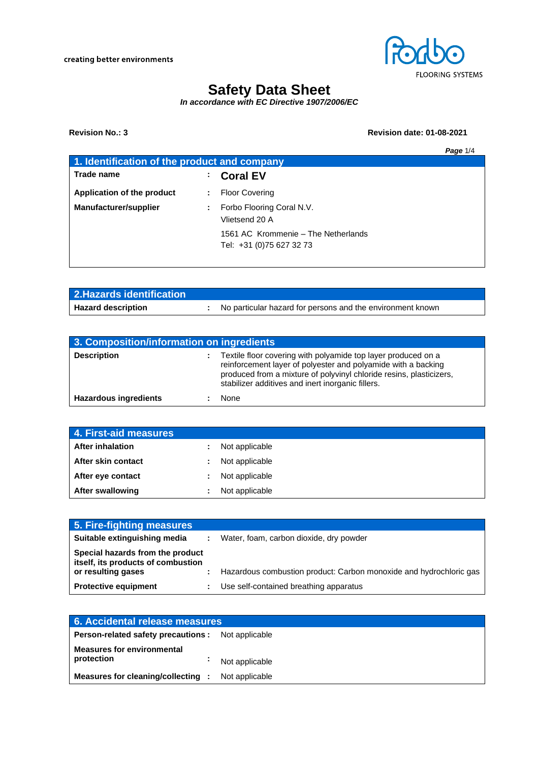creating better environments

Forbo FLOORING SYSTEMS

# Safety Data Sheet

***In accordance with EC Directive 1907/2006/EC***

**Revision No.: 3** **Revision date: 01-08-2021**

## 1. Identification of the product and company

| | | |
|---|---|---|
| **Trade name** | : | **Coral EV** |
| **Application of the product** | : | Floor Covering |
| **Manufacturer/supplier** | : | Forbo Flooring Coral N.V.<br>Vlietsend 20 A<br>1561 AC Krommenie – The Netherlands<br>Tel: +31 (0)75 627 32 73 |

## 2.Hazards identification

| | | |
|---|---|---|
| **Hazard description** | : | No particular hazard for persons and the environment known |

## 3. Composition/information on ingredients

| | | |
|---|---|---|
| **Description** | : | Textile floor covering with polyamide top layer produced on a reinforcement layer of polyester and polyamide with a backing produced from a mixture of polyvinyl chloride resins, plasticizers, stabilizer additives and inert inorganic fillers. |
| **Hazardous ingredients** | : | None |

## 4. First-aid measures

| | | |
|---|---|---|
| **After inhalation** | : | Not applicable |
| **After skin contact** | : | Not applicable |
| **After eye contact** | : | Not applicable |
| **After swallowing** | : | Not applicable |

## 5. Fire-fighting measures

| | | |
|---|---|---|
| **Suitable extinguishing media** | : | Water, foam, carbon dioxide, dry powder |
| **Special hazards from the product itself, its products of combustion or resulting gases** | : | Hazardous combustion product: Carbon monoxide and hydrochloric gas |
| **Protective equipment** | : | Use self-contained breathing apparatus |

## 6. Accidental release measures

| | | |
|---|---|---|
| **Person-related safety precautions** | : | Not applicable |
| **Measures for environmental protection** | : | Not applicable |
| **Measures for cleaning/collecting** | : | Not applicable |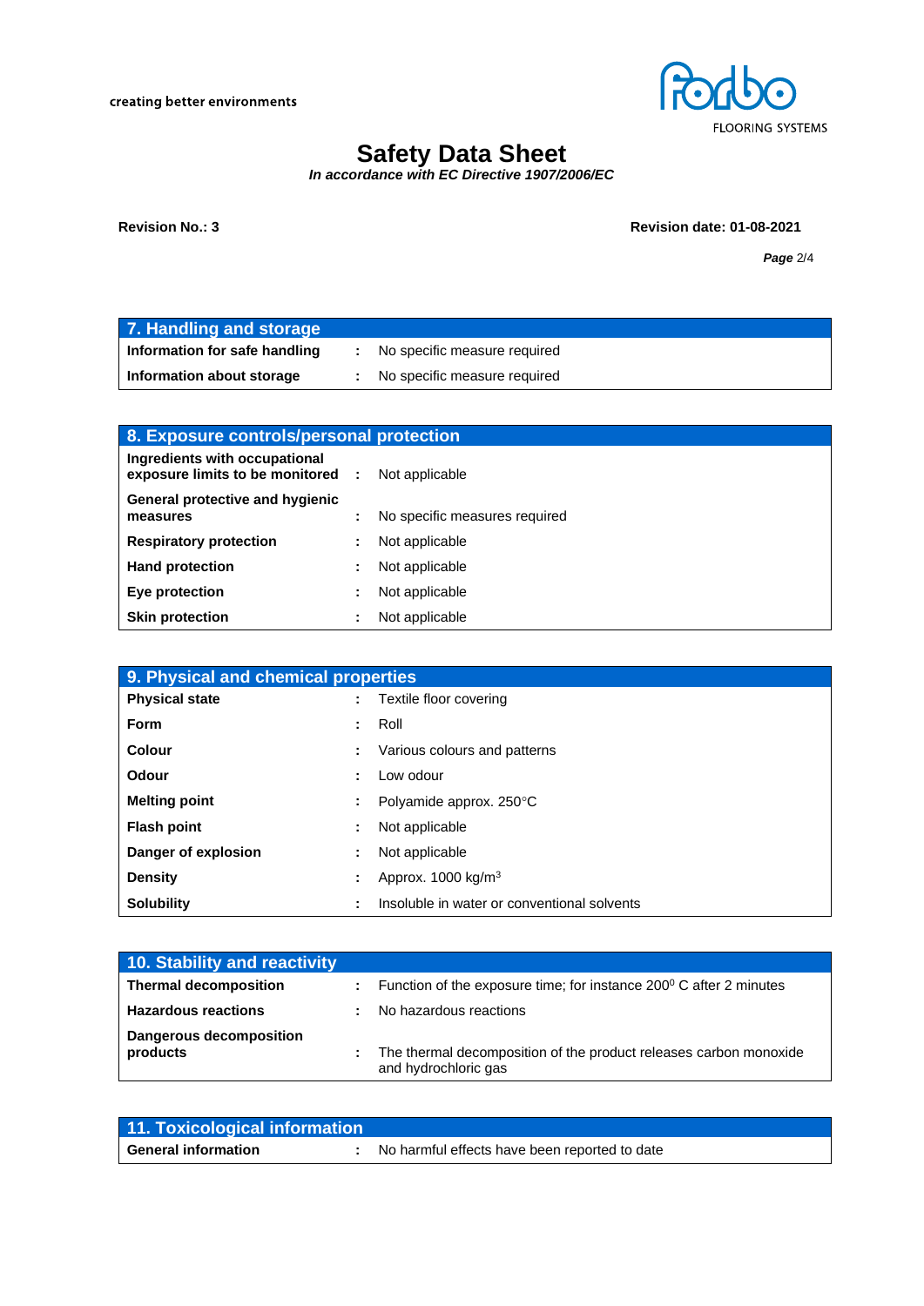## 7. Handling and storage

| | | |
|---|---|---|
| **Information for safe handling** | : | No specific measure required |
| **Information about storage** | : | No specific measure required |

## 8. Exposure controls/personal protection

| | | |
|---|---|---|
| **Ingredients with occupational exposure limits to be monitored** | : | Not applicable |
| **General protective and hygienic measures** | : | No specific measures required |
| **Respiratory protection** | : | Not applicable |
| **Hand protection** | : | Not applicable |
| **Eye protection** | : | Not applicable |
| **Skin protection** | : | Not applicable |

## 9. Physical and chemical properties

| | | |
|---|---|---|
| **Physical state** | : | Textile floor covering |
| **Form** | : | Roll |
| **Colour** | : | Various colours and patterns |
| **Odour** | : | Low odour |
| **Melting point** | : | Polyamide approx. 250°C |
| **Flash point** | : | Not applicable |
| **Danger of explosion** | : | Not applicable |
| **Density** | : | Approx. 1000 kg/$m^3$ |
| **Solubility** | : | Insoluble in water or conventional solvents |

## 10. Stability and reactivity

| | | |
|---|---|---|
| **Thermal decomposition** | : | Function of the exposure time; for instance $200^0$ C after 2 minutes |
| **Hazardous reactions** | : | No hazardous reactions |
| **Dangerous decomposition products** | : | The thermal decomposition of the product releases carbon monoxide and hydrochloric gas |

## 11. Toxicological information

| | | |
|---|---|---|
| **General information** | : | No harmful effects have been reported to date |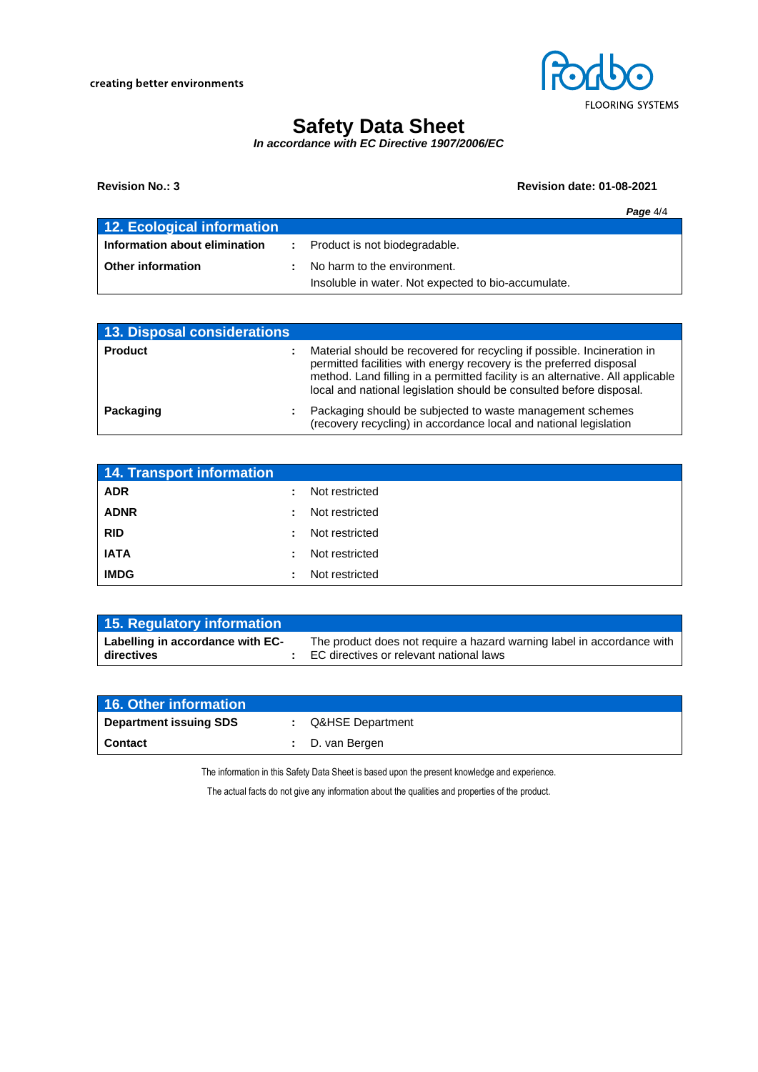creating better environments

FLOORING SYSTEMS

# Safety Data Sheet

***In accordance with EC Directive 1907/2006/EC***

**Revision No.: 3** **Revision date: 01-08-2021**

## 12. Ecological information

| | | |
|---|---|---|
| **Information about elimination** | : | Product is not biodegradable. |
| **Other information** | : | No harm to the environment.<br>Insoluble in water. Not expected to bio-accumulate. |

## 13. Disposal considerations

| | | |
|---|---|---|
| **Product** | : | Material should be recovered for recycling if possible. Incineration in permitted facilities with energy recovery is the preferred disposal method. Land filling in a permitted facility is an alternative. All applicable local and national legislation should be consulted before disposal. |
| **Packaging** | : | Packaging should be subjected to waste management schemes (recovery recycling) in accordance local and national legislation |

## 14. Transport information

| | | |
|---|---|---|
| **ADR** | : | Not restricted |
| **ADNR** | : | Not restricted |
| **RID** | : | Not restricted |
| **IATA** | : | Not restricted |
| **IMDG** | : | Not restricted |

## 15. Regulatory information

| | | |
|---|---|---|
| **Labelling in accordance with EC-directives** | : | The product does not require a hazard warning label in accordance with EC directives or relevant national laws |

## 16. Other information

| | | |
|---|---|---|
| **Department issuing SDS** | : | Q&HSE Department |
| **Contact** | : | D. van Bergen |

The information in this Safety Data Sheet is based upon the present knowledge and experience.

The actual facts do not give any information about the qualities and properties of the product.